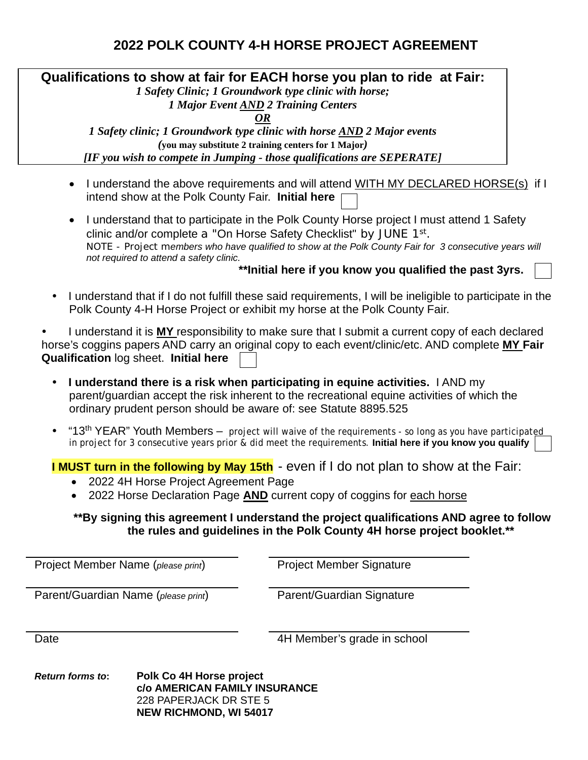# 2022 POLK COUNTY 4-H HORSE PROJECT AGREEMENT

**Qualifications to show at fair for EACH horse you plan to ride at Fair:**

***1 Safety Clinic; 1 Groundwork type clinic with horse;***

***1 Major Event AND 2 Training Centers***

***OR***

***1 Safety clinic; 1 Groundwork type clinic with horse AND 2 Major events***

***(you may substitute 2 training centers for 1 Major)***

***[IF you wish to compete in Jumping - those qualifications are SEPERATE]***

- I understand the above requirements and will attend WITH MY DECLARED HORSE(s) if I intend show at the Polk County Fair. **Initial here** ☐
- I understand that to participate in the Polk County Horse project I must attend 1 Safety clinic and/or complete a "On Horse Safety Checklist" by JUNE 1st.
  NOTE - Project *members who have qualified to show at the Polk County Fair for 3 consecutive years will not required to attend a safety clinic.*
  **\*\*Initial here if you know you qualified the past 3yrs.** ☐
- I understand that if I do not fulfill these said requirements, I will be ineligible to participate in the Polk County 4-H Horse Project or exhibit my horse at the Polk County Fair.
- I understand it is **MY** responsibility to make sure that I submit a current copy of each declared horse's coggins papers AND carry an original copy to each event/clinic/etc. AND complete **MY Fair Qualification** log sheet. **Initial here** ☐
- **I understand there is a risk when participating in equine activities.** I AND my parent/guardian accept the risk inherent to the recreational equine activities of which the ordinary prudent person should be aware of: see Statute 8895.525
- "13th YEAR" Youth Members – project will waive of the requirements - so long as you have participated in project for 3 consecutive years prior & did meet the requirements. **Initial here if you know you qualify** ☐

**I MUST turn in the following by May 15th** - even if I do not plan to show at the Fair:

- 2022 4H Horse Project Agreement Page
- 2022 Horse Declaration Page **AND** current copy of coggins for each horse

**\*\*By signing this agreement I understand the project qualifications AND agree to follow the rules and guidelines in the Polk County 4H horse project booklet.\*\***

| | |
|---|---|
| Project Member Name (*please print*) | Project Member Signature |
| Parent/Guardian Name (*please print*) | Parent/Guardian Signature |
| Date | 4H Member's grade in school |

***Return forms to*:** **Polk Co 4H Horse project**
**c/o AMERICAN FAMILY INSURANCE**
228 PAPERJACK DR STE 5
**NEW RICHMOND, WI 54017**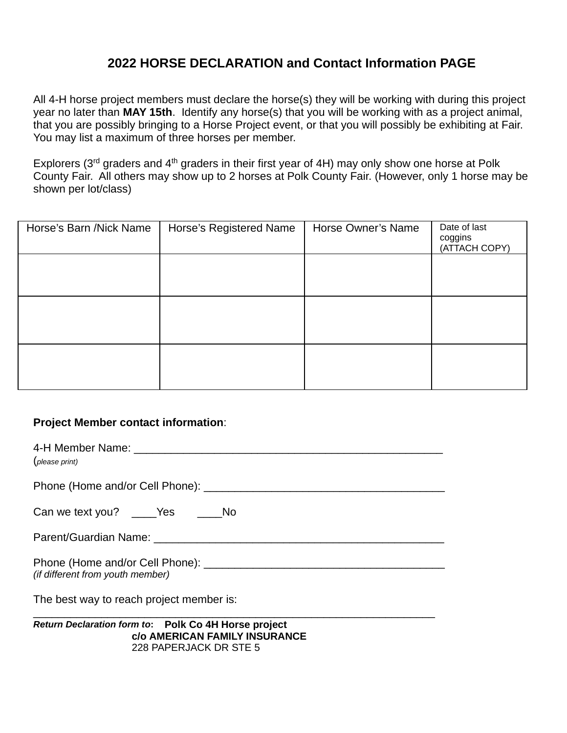## 2022 HORSE DECLARATION and Contact Information PAGE

All 4-H horse project members must declare the horse(s) they will be working with during this project year no later than **MAY 15th**. Identify any horse(s) that you will be working with as a project animal, that you are possibly bringing to a Horse Project event, or that you will possibly be exhibiting at Fair. You may list a maximum of three horses per member.

Explorers (3rd graders and 4th graders in their first year of 4H) may only show one horse at Polk County Fair. All others may show up to 2 horses at Polk County Fair. (However, only 1 horse may be shown per lot/class)

| Horse's Barn /Nick Name | Horse's Registered Name | Horse Owner's Name | Date of last coggins (ATTACH COPY) |
|---|---|---|---|
| | | | |
| | | | |
| | | | |

**Project Member contact information**:

4-H Member Name: ____________________________________________________
(*please print*)

Phone (Home and/or Cell Phone): ________________________________________

Can we text you? ____Yes ____No

Parent/Guardian Name: ________________________________________________

Phone (Home and/or Cell Phone): ________________________________________
*(if different from youth member)*

The best way to reach project member is:
____________________________________________________________________

***Return Declaration form to*:** **Polk Co 4H Horse project**
**c/o AMERICAN FAMILY INSURANCE**
228 PAPERJACK DR STE 5